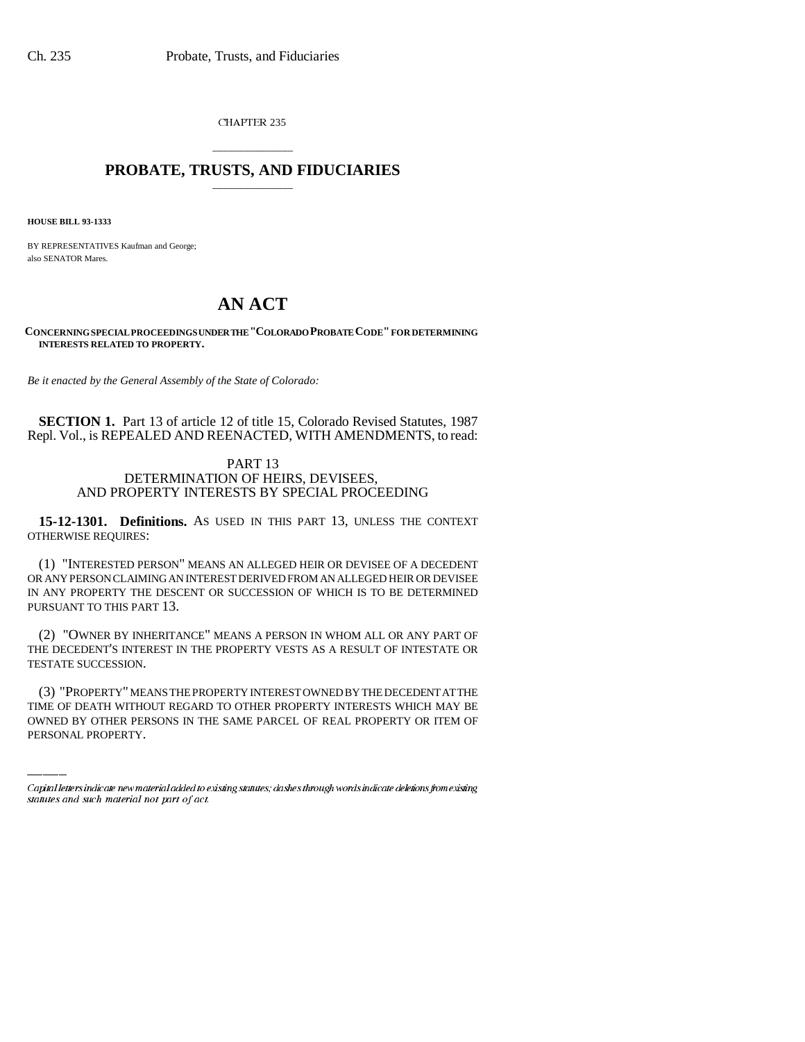CHAPTER 235

# PROBATE, TRUSTS, AND FIDUCIARIES

**HOUSE BILL 93-1333**

BY REPRESENTATIVES Kaufman and George;
also SENATOR Mares.

# AN ACT

**CONCERNING SPECIAL PROCEEDINGS UNDER THE "COLORADO PROBATE CODE" FOR DETERMINING INTERESTS RELATED TO PROPERTY.**

*Be it enacted by the General Assembly of the State of Colorado:*

**SECTION 1.** Part 13 of article 12 of title 15, Colorado Revised Statutes, 1987 Repl. Vol., is REPEALED AND REENACTED, WITH AMENDMENTS, to read:

PART 13
DETERMINATION OF HEIRS, DEVISEES,
AND PROPERTY INTERESTS BY SPECIAL PROCEEDING

**15-12-1301. Definitions.** AS USED IN THIS PART 13, UNLESS THE CONTEXT OTHERWISE REQUIRES:

(1) "INTERESTED PERSON" MEANS AN ALLEGED HEIR OR DEVISEE OF A DECEDENT OR ANY PERSON CLAIMING AN INTEREST DERIVED FROM AN ALLEGED HEIR OR DEVISEE IN ANY PROPERTY THE DESCENT OR SUCCESSION OF WHICH IS TO BE DETERMINED PURSUANT TO THIS PART 13.

(2) "OWNER BY INHERITANCE" MEANS A PERSON IN WHOM ALL OR ANY PART OF THE DECEDENT'S INTEREST IN THE PROPERTY VESTS AS A RESULT OF INTESTATE OR TESTATE SUCCESSION.

(3) "PROPERTY" MEANS THE PROPERTY INTEREST OWNED BY THE DECEDENT AT THE TIME OF DEATH WITHOUT REGARD TO OTHER PROPERTY INTERESTS WHICH MAY BE OWNED BY OTHER PERSONS IN THE SAME PARCEL OF REAL PROPERTY OR ITEM OF PERSONAL PROPERTY.

Capital letters indicate new material added to existing statutes; dashes through words indicate deletions from existing statutes and such material not part of act.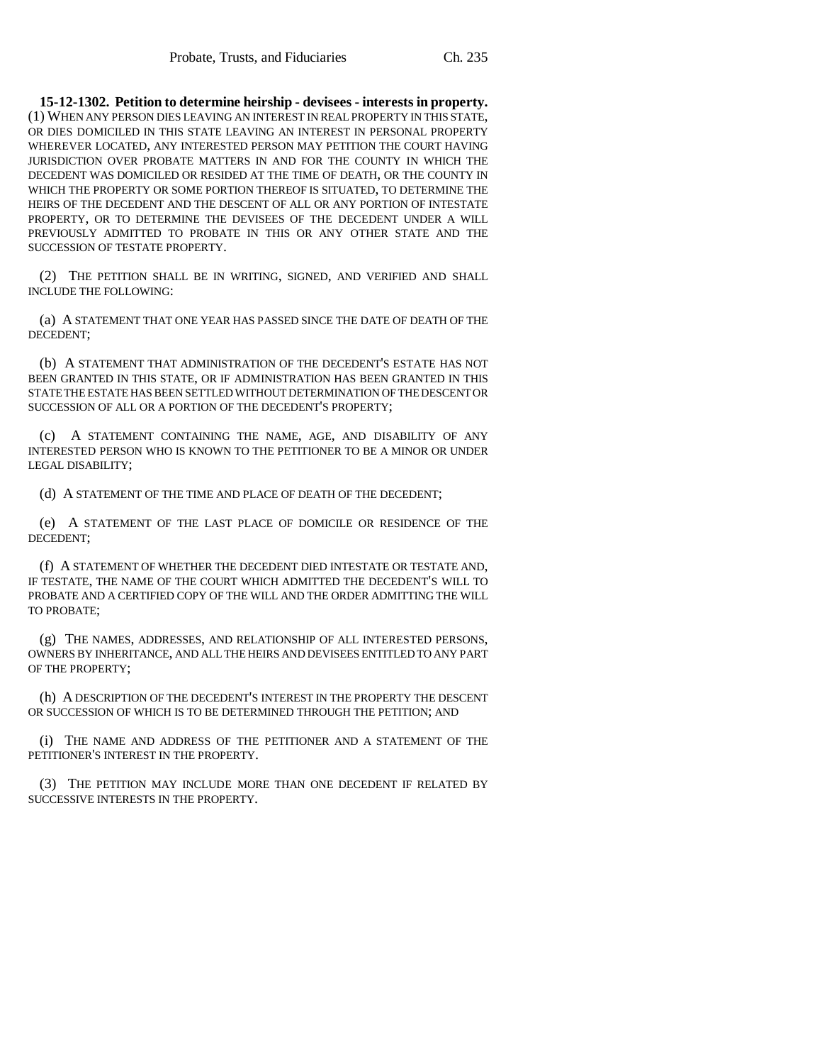**15-12-1302. Petition to determine heirship - devisees - interests in property.** (1) WHEN ANY PERSON DIES LEAVING AN INTEREST IN REAL PROPERTY IN THIS STATE, OR DIES DOMICILED IN THIS STATE LEAVING AN INTEREST IN PERSONAL PROPERTY WHEREVER LOCATED, ANY INTERESTED PERSON MAY PETITION THE COURT HAVING JURISDICTION OVER PROBATE MATTERS IN AND FOR THE COUNTY IN WHICH THE DECEDENT WAS DOMICILED OR RESIDED AT THE TIME OF DEATH, OR THE COUNTY IN WHICH THE PROPERTY OR SOME PORTION THEREOF IS SITUATED, TO DETERMINE THE HEIRS OF THE DECEDENT AND THE DESCENT OF ALL OR ANY PORTION OF INTESTATE PROPERTY, OR TO DETERMINE THE DEVISEES OF THE DECEDENT UNDER A WILL PREVIOUSLY ADMITTED TO PROBATE IN THIS OR ANY OTHER STATE AND THE SUCCESSION OF TESTATE PROPERTY.

(2) THE PETITION SHALL BE IN WRITING, SIGNED, AND VERIFIED AND SHALL INCLUDE THE FOLLOWING:

(a) A STATEMENT THAT ONE YEAR HAS PASSED SINCE THE DATE OF DEATH OF THE DECEDENT;

(b) A STATEMENT THAT ADMINISTRATION OF THE DECEDENT'S ESTATE HAS NOT BEEN GRANTED IN THIS STATE, OR IF ADMINISTRATION HAS BEEN GRANTED IN THIS STATE THE ESTATE HAS BEEN SETTLED WITHOUT DETERMINATION OF THE DESCENT OR SUCCESSION OF ALL OR A PORTION OF THE DECEDENT'S PROPERTY;

(c) A STATEMENT CONTAINING THE NAME, AGE, AND DISABILITY OF ANY INTERESTED PERSON WHO IS KNOWN TO THE PETITIONER TO BE A MINOR OR UNDER LEGAL DISABILITY;

(d) A STATEMENT OF THE TIME AND PLACE OF DEATH OF THE DECEDENT;

(e) A STATEMENT OF THE LAST PLACE OF DOMICILE OR RESIDENCE OF THE DECEDENT;

(f) A STATEMENT OF WHETHER THE DECEDENT DIED INTESTATE OR TESTATE AND, IF TESTATE, THE NAME OF THE COURT WHICH ADMITTED THE DECEDENT'S WILL TO PROBATE AND A CERTIFIED COPY OF THE WILL AND THE ORDER ADMITTING THE WILL TO PROBATE;

(g) THE NAMES, ADDRESSES, AND RELATIONSHIP OF ALL INTERESTED PERSONS, OWNERS BY INHERITANCE, AND ALL THE HEIRS AND DEVISEES ENTITLED TO ANY PART OF THE PROPERTY;

(h) A DESCRIPTION OF THE DECEDENT'S INTEREST IN THE PROPERTY THE DESCENT OR SUCCESSION OF WHICH IS TO BE DETERMINED THROUGH THE PETITION; AND

(i) THE NAME AND ADDRESS OF THE PETITIONER AND A STATEMENT OF THE PETITIONER'S INTEREST IN THE PROPERTY.

(3) THE PETITION MAY INCLUDE MORE THAN ONE DECEDENT IF RELATED BY SUCCESSIVE INTERESTS IN THE PROPERTY.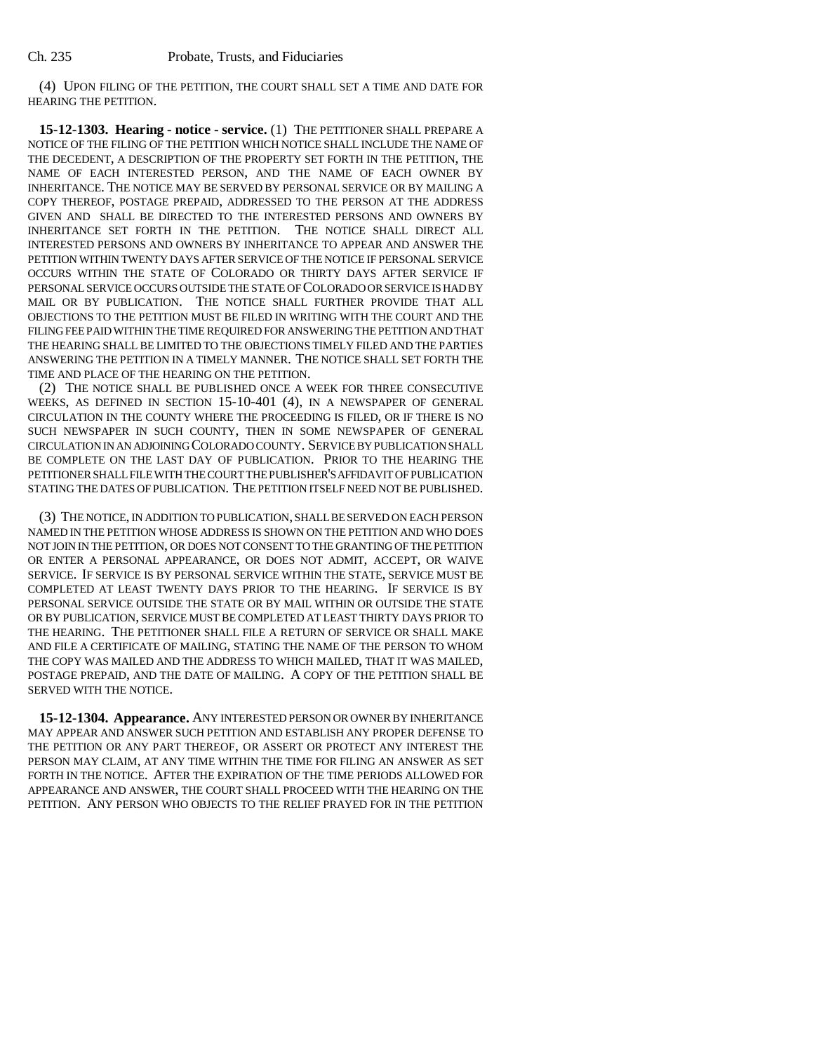(4) UPON FILING OF THE PETITION, THE COURT SHALL SET A TIME AND DATE FOR HEARING THE PETITION.

**15-12-1303. Hearing - notice - service.** (1) THE PETITIONER SHALL PREPARE A NOTICE OF THE FILING OF THE PETITION WHICH NOTICE SHALL INCLUDE THE NAME OF THE DECEDENT, A DESCRIPTION OF THE PROPERTY SET FORTH IN THE PETITION, THE NAME OF EACH INTERESTED PERSON, AND THE NAME OF EACH OWNER BY INHERITANCE. THE NOTICE MAY BE SERVED BY PERSONAL SERVICE OR BY MAILING A COPY THEREOF, POSTAGE PREPAID, ADDRESSED TO THE PERSON AT THE ADDRESS GIVEN AND SHALL BE DIRECTED TO THE INTERESTED PERSONS AND OWNERS BY INHERITANCE SET FORTH IN THE PETITION. THE NOTICE SHALL DIRECT ALL INTERESTED PERSONS AND OWNERS BY INHERITANCE TO APPEAR AND ANSWER THE PETITION WITHIN TWENTY DAYS AFTER SERVICE OF THE NOTICE IF PERSONAL SERVICE OCCURS WITHIN THE STATE OF COLORADO OR THIRTY DAYS AFTER SERVICE IF PERSONAL SERVICE OCCURS OUTSIDE THE STATE OF COLORADO OR SERVICE IS HAD BY MAIL OR BY PUBLICATION. THE NOTICE SHALL FURTHER PROVIDE THAT ALL OBJECTIONS TO THE PETITION MUST BE FILED IN WRITING WITH THE COURT AND THE FILING FEE PAID WITHIN THE TIME REQUIRED FOR ANSWERING THE PETITION AND THAT THE HEARING SHALL BE LIMITED TO THE OBJECTIONS TIMELY FILED AND THE PARTIES ANSWERING THE PETITION IN A TIMELY MANNER. THE NOTICE SHALL SET FORTH THE TIME AND PLACE OF THE HEARING ON THE PETITION.

(2) THE NOTICE SHALL BE PUBLISHED ONCE A WEEK FOR THREE CONSECUTIVE WEEKS, AS DEFINED IN SECTION 15-10-401 (4), IN A NEWSPAPER OF GENERAL CIRCULATION IN THE COUNTY WHERE THE PROCEEDING IS FILED, OR IF THERE IS NO SUCH NEWSPAPER IN SUCH COUNTY, THEN IN SOME NEWSPAPER OF GENERAL CIRCULATION IN AN ADJOINING COLORADO COUNTY. SERVICE BY PUBLICATION SHALL BE COMPLETE ON THE LAST DAY OF PUBLICATION. PRIOR TO THE HEARING THE PETITIONER SHALL FILE WITH THE COURT THE PUBLISHER'S AFFIDAVIT OF PUBLICATION STATING THE DATES OF PUBLICATION. THE PETITION ITSELF NEED NOT BE PUBLISHED.

(3) THE NOTICE, IN ADDITION TO PUBLICATION, SHALL BE SERVED ON EACH PERSON NAMED IN THE PETITION WHOSE ADDRESS IS SHOWN ON THE PETITION AND WHO DOES NOT JOIN IN THE PETITION, OR DOES NOT CONSENT TO THE GRANTING OF THE PETITION OR ENTER A PERSONAL APPEARANCE, OR DOES NOT ADMIT, ACCEPT, OR WAIVE SERVICE. IF SERVICE IS BY PERSONAL SERVICE WITHIN THE STATE, SERVICE MUST BE COMPLETED AT LEAST TWENTY DAYS PRIOR TO THE HEARING. IF SERVICE IS BY PERSONAL SERVICE OUTSIDE THE STATE OR BY MAIL WITHIN OR OUTSIDE THE STATE OR BY PUBLICATION, SERVICE MUST BE COMPLETED AT LEAST THIRTY DAYS PRIOR TO THE HEARING. THE PETITIONER SHALL FILE A RETURN OF SERVICE OR SHALL MAKE AND FILE A CERTIFICATE OF MAILING, STATING THE NAME OF THE PERSON TO WHOM THE COPY WAS MAILED AND THE ADDRESS TO WHICH MAILED, THAT IT WAS MAILED, POSTAGE PREPAID, AND THE DATE OF MAILING. A COPY OF THE PETITION SHALL BE SERVED WITH THE NOTICE.

**15-12-1304. Appearance.** ANY INTERESTED PERSON OR OWNER BY INHERITANCE MAY APPEAR AND ANSWER SUCH PETITION AND ESTABLISH ANY PROPER DEFENSE TO THE PETITION OR ANY PART THEREOF, OR ASSERT OR PROTECT ANY INTEREST THE PERSON MAY CLAIM, AT ANY TIME WITHIN THE TIME FOR FILING AN ANSWER AS SET FORTH IN THE NOTICE. AFTER THE EXPIRATION OF THE TIME PERIODS ALLOWED FOR APPEARANCE AND ANSWER, THE COURT SHALL PROCEED WITH THE HEARING ON THE PETITION. ANY PERSON WHO OBJECTS TO THE RELIEF PRAYED FOR IN THE PETITION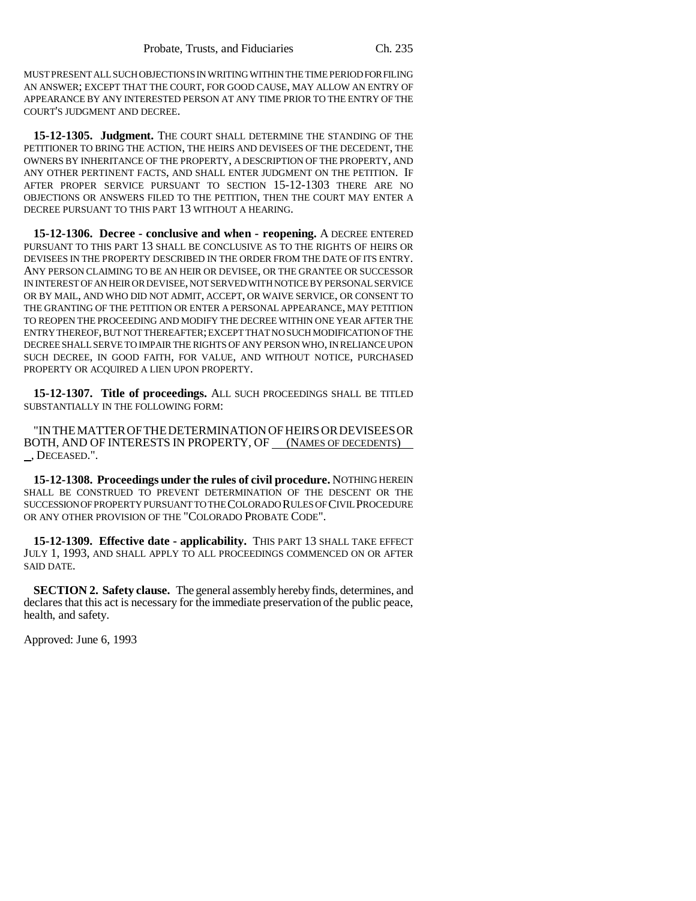MUST PRESENT ALL SUCH OBJECTIONS IN WRITING WITHIN THE TIME PERIOD FOR FILING AN ANSWER; EXCEPT THAT THE COURT, FOR GOOD CAUSE, MAY ALLOW AN ENTRY OF APPEARANCE BY ANY INTERESTED PERSON AT ANY TIME PRIOR TO THE ENTRY OF THE COURT'S JUDGMENT AND DECREE.

**15-12-1305. Judgment.** THE COURT SHALL DETERMINE THE STANDING OF THE PETITIONER TO BRING THE ACTION, THE HEIRS AND DEVISEES OF THE DECEDENT, THE OWNERS BY INHERITANCE OF THE PROPERTY, A DESCRIPTION OF THE PROPERTY, AND ANY OTHER PERTINENT FACTS, AND SHALL ENTER JUDGMENT ON THE PETITION. IF AFTER PROPER SERVICE PURSUANT TO SECTION 15-12-1303 THERE ARE NO OBJECTIONS OR ANSWERS FILED TO THE PETITION, THEN THE COURT MAY ENTER A DECREE PURSUANT TO THIS PART 13 WITHOUT A HEARING.

**15-12-1306. Decree - conclusive and when - reopening.** A DECREE ENTERED PURSUANT TO THIS PART 13 SHALL BE CONCLUSIVE AS TO THE RIGHTS OF HEIRS OR DEVISEES IN THE PROPERTY DESCRIBED IN THE ORDER FROM THE DATE OF ITS ENTRY. ANY PERSON CLAIMING TO BE AN HEIR OR DEVISEE, OR THE GRANTEE OR SUCCESSOR IN INTEREST OF AN HEIR OR DEVISEE, NOT SERVED WITH NOTICE BY PERSONAL SERVICE OR BY MAIL, AND WHO DID NOT ADMIT, ACCEPT, OR WAIVE SERVICE, OR CONSENT TO THE GRANTING OF THE PETITION OR ENTER A PERSONAL APPEARANCE, MAY PETITION TO REOPEN THE PROCEEDING AND MODIFY THE DECREE WITHIN ONE YEAR AFTER THE ENTRY THEREOF, BUT NOT THEREAFTER; EXCEPT THAT NO SUCH MODIFICATION OF THE DECREE SHALL SERVE TO IMPAIR THE RIGHTS OF ANY PERSON WHO, IN RELIANCE UPON SUCH DECREE, IN GOOD FAITH, FOR VALUE, AND WITHOUT NOTICE, PURCHASED PROPERTY OR ACQUIRED A LIEN UPON PROPERTY.

**15-12-1307. Title of proceedings.** ALL SUCH PROCEEDINGS SHALL BE TITLED SUBSTANTIALLY IN THE FOLLOWING FORM:

"IN THE MATTER OF THE DETERMINATION OF HEIRS OR DEVISEES OR BOTH, AND OF INTERESTS IN PROPERTY, OF ___(NAMES OF DECEDENTS)___, DECEASED.".

**15-12-1308. Proceedings under the rules of civil procedure.** NOTHING HEREIN SHALL BE CONSTRUED TO PREVENT DETERMINATION OF THE DESCENT OR THE SUCCESSION OF PROPERTY PURSUANT TO THE COLORADO RULES OF CIVIL PROCEDURE OR ANY OTHER PROVISION OF THE "COLORADO PROBATE CODE".

**15-12-1309. Effective date - applicability.** THIS PART 13 SHALL TAKE EFFECT JULY 1, 1993, AND SHALL APPLY TO ALL PROCEEDINGS COMMENCED ON OR AFTER SAID DATE.

**SECTION 2. Safety clause.** The general assembly hereby finds, determines, and declares that this act is necessary for the immediate preservation of the public peace, health, and safety.

Approved: June 6, 1993